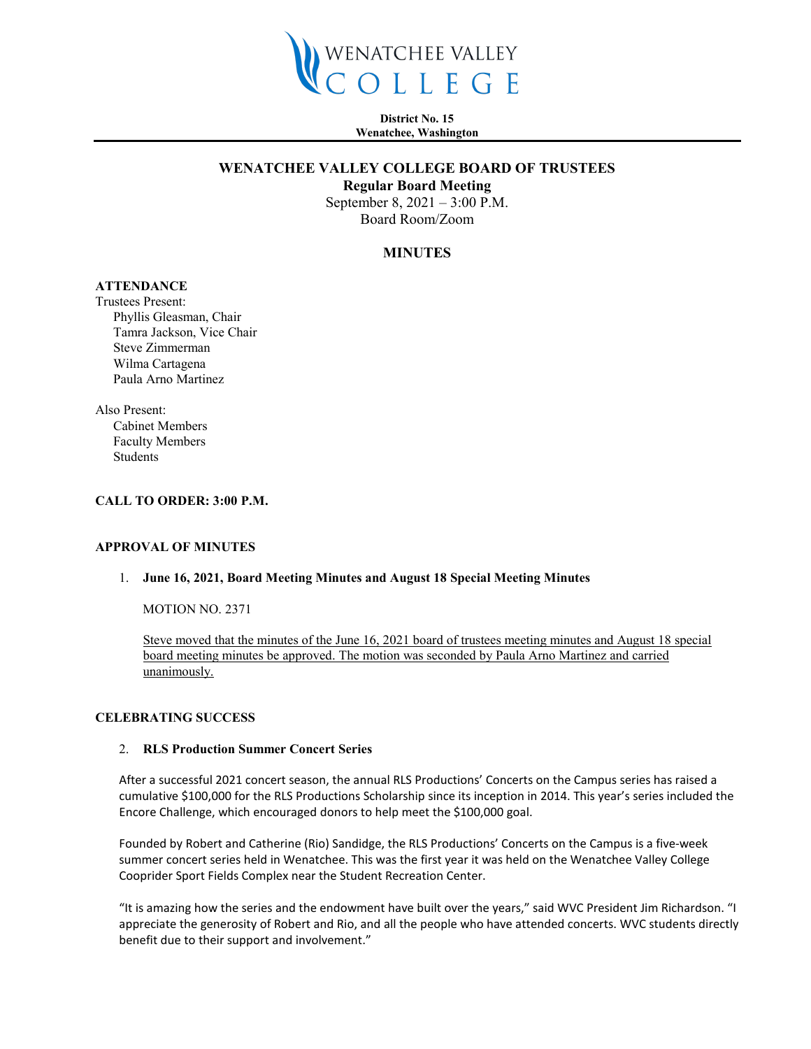# WENATCHEE VALLEY COLLEGE

**District No. 15**
**Wenatchee, Washington**

## WENATCHEE VALLEY COLLEGE BOARD OF TRUSTEES

**Regular Board Meeting**

September 8, 2021 – 3:00 P.M.
Board Room/Zoom

## MINUTES

**ATTENDANCE**

Trustees Present:
- Phyllis Gleasman, Chair
- Tamra Jackson, Vice Chair
- Steve Zimmerman
- Wilma Cartagena
- Paula Arno Martinez

Also Present:
- Cabinet Members
- Faculty Members
- Students

**CALL TO ORDER: 3:00 P.M.**

**APPROVAL OF MINUTES**

1. **June 16, 2021, Board Meeting Minutes and August 18 Special Meeting Minutes**

   MOTION NO. 2371

   Steve moved that the minutes of the June 16, 2021 board of trustees meeting minutes and August 18 special board meeting minutes be approved. The motion was seconded by Paula Arno Martinez and carried unanimously.

**CELEBRATING SUCCESS**

2. **RLS Production Summer Concert Series**

After a successful 2021 concert season, the annual RLS Productions' Concerts on the Campus series has raised a cumulative $100,000 for the RLS Productions Scholarship since its inception in 2014. This year's series included the Encore Challenge, which encouraged donors to help meet the $100,000 goal.

Founded by Robert and Catherine (Rio) Sandidge, the RLS Productions' Concerts on the Campus is a five-week summer concert series held in Wenatchee. This was the first year it was held on the Wenatchee Valley College Cooprider Sport Fields Complex near the Student Recreation Center.

"It is amazing how the series and the endowment have built over the years," said WVC President Jim Richardson. "I appreciate the generosity of Robert and Rio, and all the people who have attended concerts. WVC students directly benefit due to their support and involvement."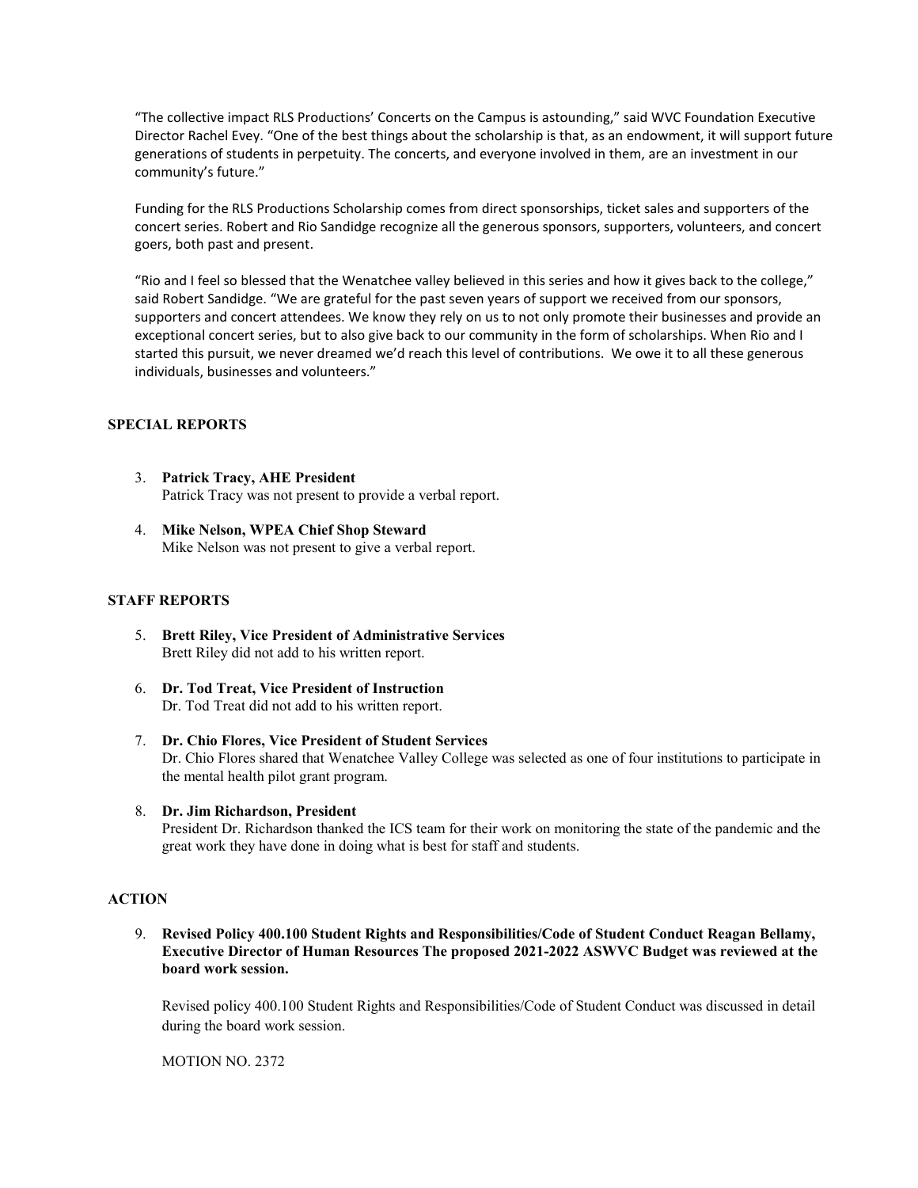"The collective impact RLS Productions' Concerts on the Campus is astounding," said WVC Foundation Executive Director Rachel Evey. "One of the best things about the scholarship is that, as an endowment, it will support future generations of students in perpetuity. The concerts, and everyone involved in them, are an investment in our community's future."

Funding for the RLS Productions Scholarship comes from direct sponsorships, ticket sales and supporters of the concert series. Robert and Rio Sandidge recognize all the generous sponsors, supporters, volunteers, and concert goers, both past and present.

"Rio and I feel so blessed that the Wenatchee valley believed in this series and how it gives back to the college," said Robert Sandidge. "We are grateful for the past seven years of support we received from our sponsors, supporters and concert attendees. We know they rely on us to not only promote their businesses and provide an exceptional concert series, but to also give back to our community in the form of scholarships. When Rio and I started this pursuit, we never dreamed we'd reach this level of contributions.  We owe it to all these generous individuals, businesses and volunteers."

## SPECIAL REPORTS

3. **Patrick Tracy, AHE President**
   Patrick Tracy was not present to provide a verbal report.

4. **Mike Nelson, WPEA Chief Shop Steward**
   Mike Nelson was not present to give a verbal report.

## STAFF REPORTS

5. **Brett Riley, Vice President of Administrative Services**
   Brett Riley did not add to his written report.

6. **Dr. Tod Treat, Vice President of Instruction**
   Dr. Tod Treat did not add to his written report.

7. **Dr. Chio Flores, Vice President of Student Services**
   Dr. Chio Flores shared that Wenatchee Valley College was selected as one of four institutions to participate in the mental health pilot grant program.

8. **Dr. Jim Richardson, President**
   President Dr. Richardson thanked the ICS team for their work on monitoring the state of the pandemic and the great work they have done in doing what is best for staff and students.

## ACTION

9. **Revised Policy 400.100 Student Rights and Responsibilities/Code of Student Conduct Reagan Bellamy, Executive Director of Human Resources The proposed 2021-2022 ASWVC Budget was reviewed at the board work session.**

   Revised policy 400.100 Student Rights and Responsibilities/Code of Student Conduct was discussed in detail during the board work session.

   MOTION NO. 2372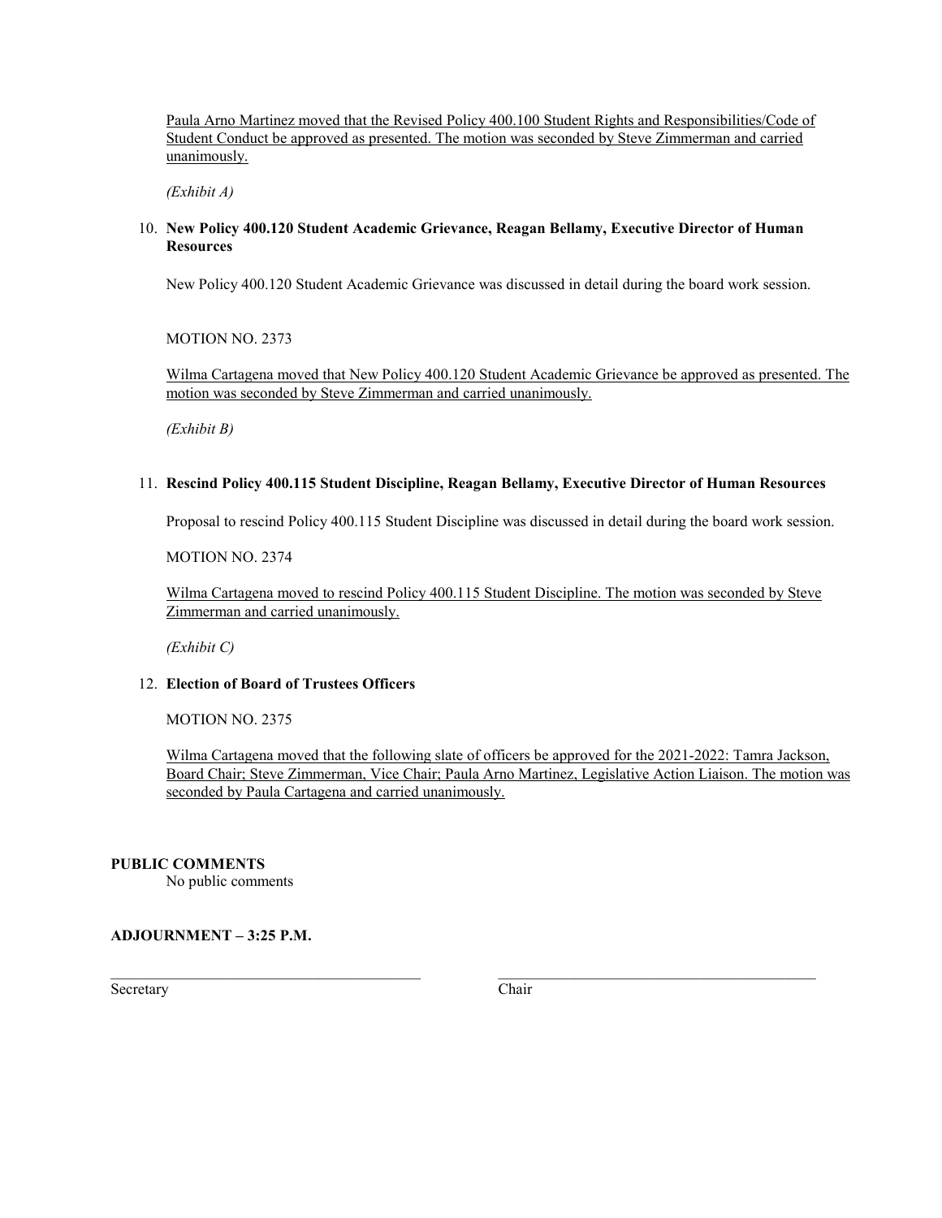Paula Arno Martinez moved that the Revised Policy 400.100 Student Rights and Responsibilities/Code of Student Conduct be approved as presented. The motion was seconded by Steve Zimmerman and carried unanimously.

*(Exhibit A)*

10. **New Policy 400.120 Student Academic Grievance, Reagan Bellamy, Executive Director of Human Resources**

New Policy 400.120 Student Academic Grievance was discussed in detail during the board work session.

MOTION NO. 2373

Wilma Cartagena moved that New Policy 400.120 Student Academic Grievance be approved as presented. The motion was seconded by Steve Zimmerman and carried unanimously.

*(Exhibit B)*

11. **Rescind Policy 400.115 Student Discipline, Reagan Bellamy, Executive Director of Human Resources**

Proposal to rescind Policy 400.115 Student Discipline was discussed in detail during the board work session.

MOTION NO. 2374

Wilma Cartagena moved to rescind Policy 400.115 Student Discipline. The motion was seconded by Steve Zimmerman and carried unanimously.

*(Exhibit C)*

12. **Election of Board of Trustees Officers**

MOTION NO. 2375

Wilma Cartagena moved that the following slate of officers be approved for the 2021-2022: Tamra Jackson, Board Chair; Steve Zimmerman, Vice Chair; Paula Arno Martinez, Legislative Action Liaison. The motion was seconded by Paula Cartagena and carried unanimously.

**PUBLIC COMMENTS**

No public comments

**ADJOURNMENT – 3:25 P.M.**

\_\_\_\_\_\_\_\_\_\_\_\_\_\_\_\_\_\_\_\_\_\_\_\_\_\_\_\_\_\_\_\_\_\_\_\_\_\_\_\_ \_\_\_\_\_\_\_\_\_\_\_\_\_\_\_\_\_\_\_\_\_\_\_\_\_\_\_\_\_\_\_\_\_\_\_\_\_\_\_\_

Secretary Chair